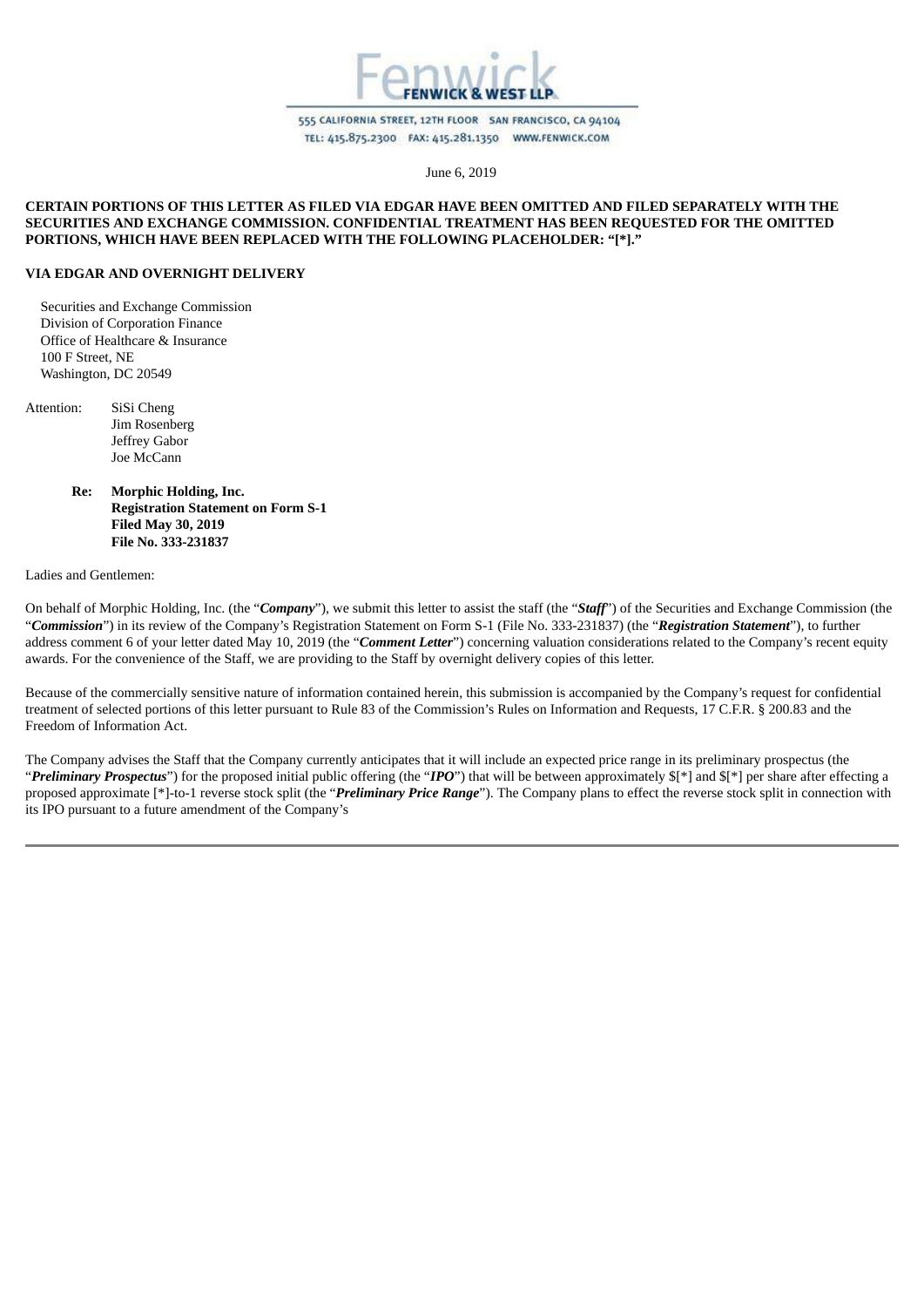Fenwick
FENWICK & WEST LLP

555 CALIFORNIA STREET, 12TH FLOOR SAN FRANCISCO, CA 94104
TEL: 415.875.2300 FAX: 415.281.1350 WWW.FENWICK.COM

June 6, 2019

**CERTAIN PORTIONS OF THIS LETTER AS FILED VIA EDGAR HAVE BEEN OMITTED AND FILED SEPARATELY WITH THE SECURITIES AND EXCHANGE COMMISSION. CONFIDENTIAL TREATMENT HAS BEEN REQUESTED FOR THE OMITTED PORTIONS, WHICH HAVE BEEN REPLACED WITH THE FOLLOWING PLACEHOLDER: "[*]."**

**VIA EDGAR AND OVERNIGHT DELIVERY**

Securities and Exchange Commission
Division of Corporation Finance
Office of Healthcare & Insurance
100 F Street, NE
Washington, DC 20549

Attention: SiSi Cheng
Jim Rosenberg
Jeffrey Gabor
Joe McCann

**Re: Morphic Holding, Inc.**
**Registration Statement on Form S-1**
**Filed May 30, 2019**
**File No. 333-231837**

Ladies and Gentlemen:

On behalf of Morphic Holding, Inc. (the "***Company***"), we submit this letter to assist the staff (the "***Staff***") of the Securities and Exchange Commission (the "***Commission***") in its review of the Company's Registration Statement on Form S-1 (File No. 333-231837) (the "***Registration Statement***"), to further address comment 6 of your letter dated May 10, 2019 (the "***Comment Letter***") concerning valuation considerations related to the Company's recent equity awards. For the convenience of the Staff, we are providing to the Staff by overnight delivery copies of this letter.

Because of the commercially sensitive nature of information contained herein, this submission is accompanied by the Company's request for confidential treatment of selected portions of this letter pursuant to Rule 83 of the Commission's Rules on Information and Requests, 17 C.F.R. § 200.83 and the Freedom of Information Act.

The Company advises the Staff that the Company currently anticipates that it will include an expected price range in its preliminary prospectus (the "***Preliminary Prospectus***") for the proposed initial public offering (the "***IPO***") that will be between approximately $[*] and $[*] per share after effecting a proposed approximate [*]-to-1 reverse stock split (the "***Preliminary Price Range***"). The Company plans to effect the reverse stock split in connection with its IPO pursuant to a future amendment of the Company's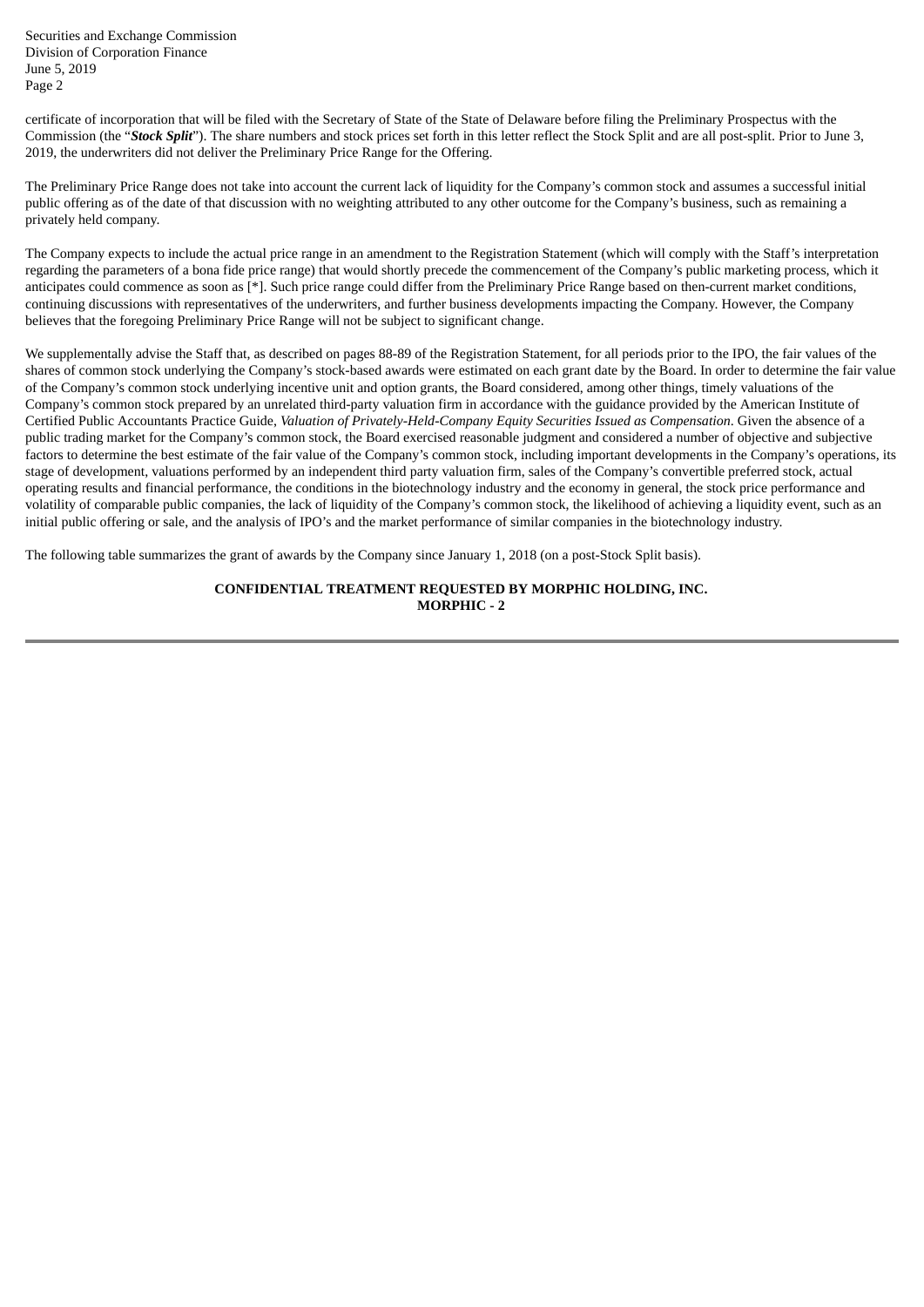certificate of incorporation that will be filed with the Secretary of State of the State of Delaware before filing the Preliminary Prospectus with the Commission (the "***Stock Split***"). The share numbers and stock prices set forth in this letter reflect the Stock Split and are all post-split. Prior to June 3, 2019, the underwriters did not deliver the Preliminary Price Range for the Offering.

The Preliminary Price Range does not take into account the current lack of liquidity for the Company's common stock and assumes a successful initial public offering as of the date of that discussion with no weighting attributed to any other outcome for the Company's business, such as remaining a privately held company.

The Company expects to include the actual price range in an amendment to the Registration Statement (which will comply with the Staff's interpretation regarding the parameters of a bona fide price range) that would shortly precede the commencement of the Company's public marketing process, which it anticipates could commence as soon as [*]. Such price range could differ from the Preliminary Price Range based on then-current market conditions, continuing discussions with representatives of the underwriters, and further business developments impacting the Company. However, the Company believes that the foregoing Preliminary Price Range will not be subject to significant change.

We supplementally advise the Staff that, as described on pages 88-89 of the Registration Statement, for all periods prior to the IPO, the fair values of the shares of common stock underlying the Company's stock-based awards were estimated on each grant date by the Board. In order to determine the fair value of the Company's common stock underlying incentive unit and option grants, the Board considered, among other things, timely valuations of the Company's common stock prepared by an unrelated third-party valuation firm in accordance with the guidance provided by the American Institute of Certified Public Accountants Practice Guide, *Valuation of Privately-Held-Company Equity Securities Issued as Compensation*. Given the absence of a public trading market for the Company's common stock, the Board exercised reasonable judgment and considered a number of objective and subjective factors to determine the best estimate of the fair value of the Company's common stock, including important developments in the Company's operations, its stage of development, valuations performed by an independent third party valuation firm, sales of the Company's convertible preferred stock, actual operating results and financial performance, the conditions in the biotechnology industry and the economy in general, the stock price performance and volatility of comparable public companies, the lack of liquidity of the Company's common stock, the likelihood of achieving a liquidity event, such as an initial public offering or sale, and the analysis of IPO's and the market performance of similar companies in the biotechnology industry.

The following table summarizes the grant of awards by the Company since January 1, 2018 (on a post-Stock Split basis).

**CONFIDENTIAL TREATMENT REQUESTED BY MORPHIC HOLDING, INC.**
**MORPHIC - 2**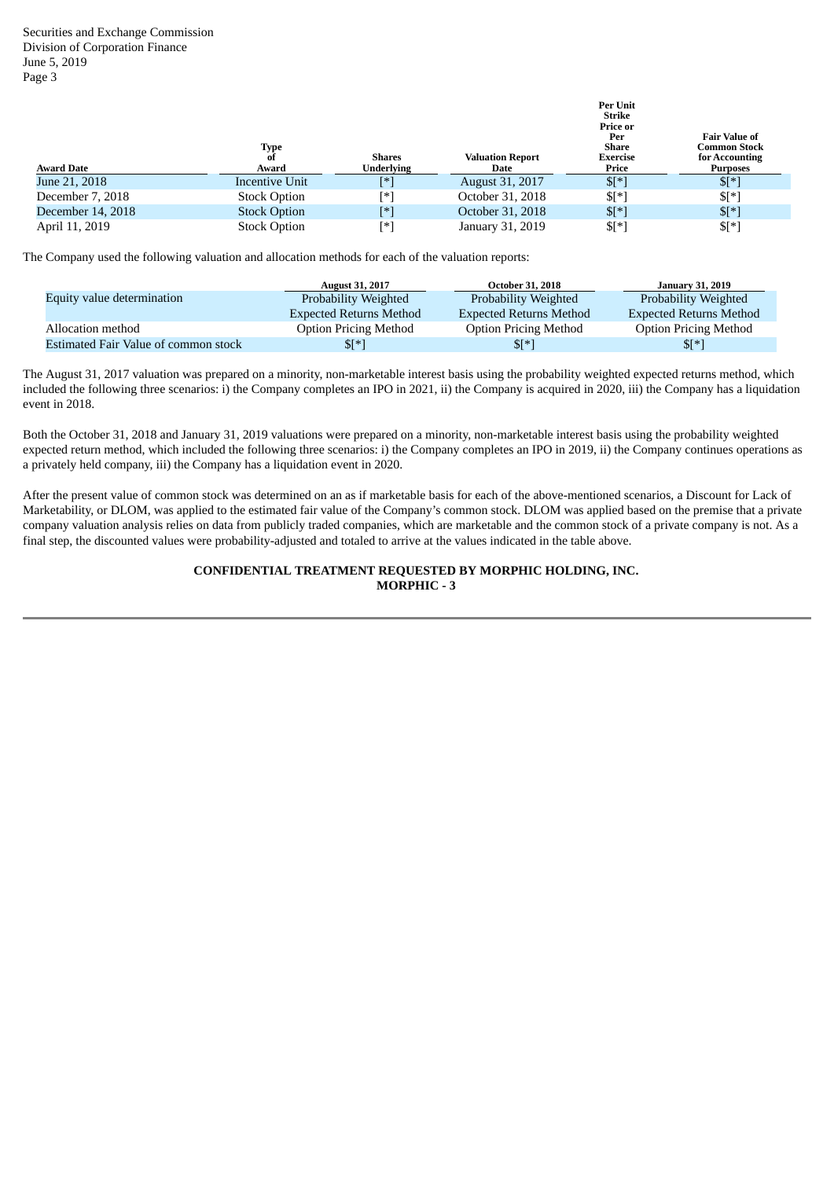| Award Date | Type of Award | Shares Underlying | Valuation Report Date | Per Unit Strike Price or Per Share Exercise Price | Fair Value of Common Stock for Accounting Purposes |
|---|---|---|---|---|---|
| June 21, 2018 | Incentive Unit | [*] | August 31, 2017 | $[*] | $[*] |
| December 7, 2018 | Stock Option | [*] | October 31, 2018 | $[*] | $[*] |
| December 14, 2018 | Stock Option | [*] | October 31, 2018 | $[*] | $[*] |
| April 11, 2019 | Stock Option | [*] | January 31, 2019 | $[*] | $[*] |

The Company used the following valuation and allocation methods for each of the valuation reports:

| | August 31, 2017 | October 31, 2018 | January 31, 2019 |
|---|---|---|---|
| Equity value determination | Probability Weighted Expected Returns Method | Probability Weighted Expected Returns Method | Probability Weighted Expected Returns Method |
| Allocation method | Option Pricing Method | Option Pricing Method | Option Pricing Method |
| Estimated Fair Value of common stock | $[*] | $[*] | $[*] |

The August 31, 2017 valuation was prepared on a minority, non-marketable interest basis using the probability weighted expected returns method, which included the following three scenarios: i) the Company completes an IPO in 2021, ii) the Company is acquired in 2020, iii) the Company has a liquidation event in 2018.

Both the October 31, 2018 and January 31, 2019 valuations were prepared on a minority, non-marketable interest basis using the probability weighted expected return method, which included the following three scenarios: i) the Company completes an IPO in 2019, ii) the Company continues operations as a privately held company, iii) the Company has a liquidation event in 2020.

After the present value of common stock was determined on an as if marketable basis for each of the above-mentioned scenarios, a Discount for Lack of Marketability, or DLOM, was applied to the estimated fair value of the Company's common stock. DLOM was applied based on the premise that a private company valuation analysis relies on data from publicly traded companies, which are marketable and the common stock of a private company is not. As a final step, the discounted values were probability-adjusted and totaled to arrive at the values indicated in the table above.

**CONFIDENTIAL TREATMENT REQUESTED BY MORPHIC HOLDING, INC.**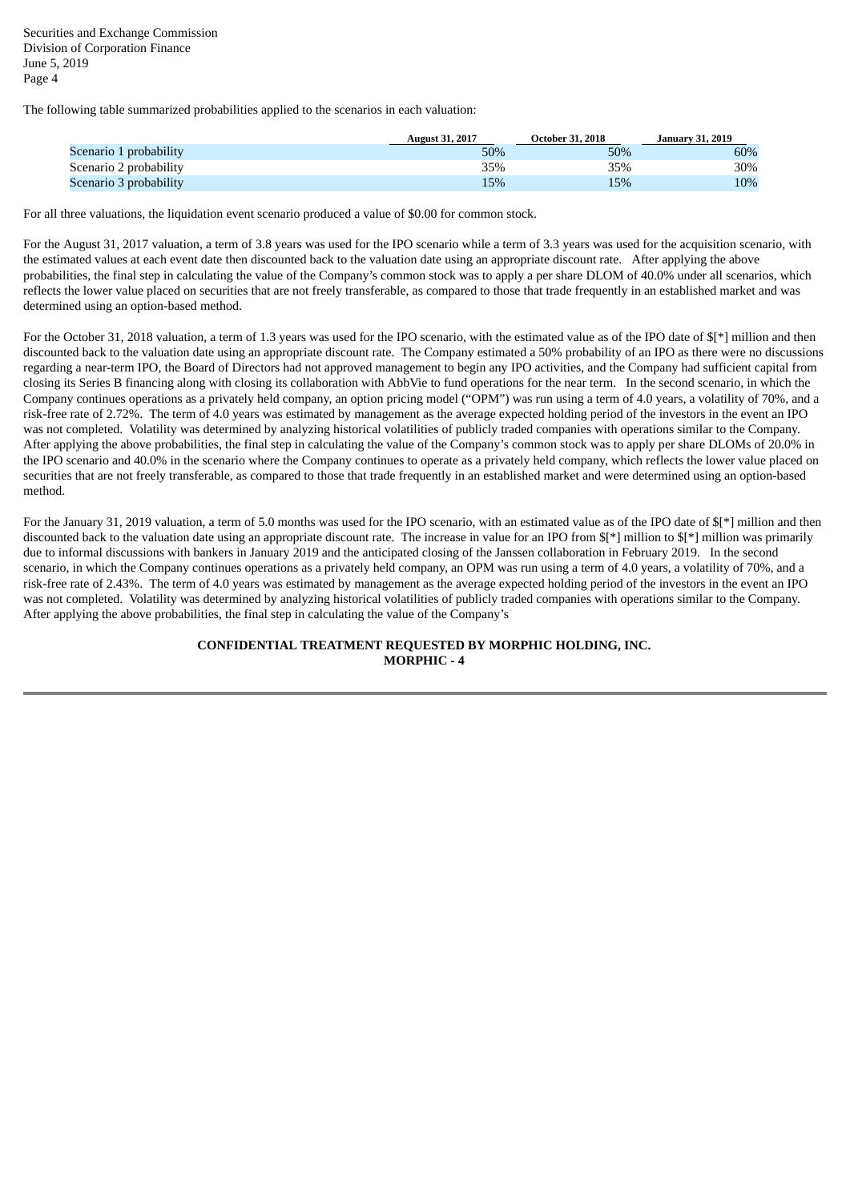Securities and Exchange Commission
Division of Corporation Finance
June 5, 2019

The following table summarized probabilities applied to the scenarios in each valuation:

| | August 31, 2017 | October 31, 2018 | January 31, 2019 |
|---|---|---|---|
| Scenario 1 probability | 50% | 50% | 60% |
| Scenario 2 probability | 35% | 35% | 30% |
| Scenario 3 probability | 15% | 15% | 10% |

For all three valuations, the liquidation event scenario produced a value of $0.00 for common stock.

For the August 31, 2017 valuation, a term of 3.8 years was used for the IPO scenario while a term of 3.3 years was used for the acquisition scenario, with the estimated values at each event date then discounted back to the valuation date using an appropriate discount rate. After applying the above probabilities, the final step in calculating the value of the Company's common stock was to apply a per share DLOM of 40.0% under all scenarios, which reflects the lower value placed on securities that are not freely transferable, as compared to those that trade frequently in an established market and was determined using an option-based method.

For the October 31, 2018 valuation, a term of 1.3 years was used for the IPO scenario, with the estimated value as of the IPO date of $[*] million and then discounted back to the valuation date using an appropriate discount rate. The Company estimated a 50% probability of an IPO as there were no discussions regarding a near-term IPO, the Board of Directors had not approved management to begin any IPO activities, and the Company had sufficient capital from closing its Series B financing along with closing its collaboration with AbbVie to fund operations for the near term. In the second scenario, in which the Company continues operations as a privately held company, an option pricing model ("OPM") was run using a term of 4.0 years, a volatility of 70%, and a risk-free rate of 2.72%. The term of 4.0 years was estimated by management as the average expected holding period of the investors in the event an IPO was not completed. Volatility was determined by analyzing historical volatilities of publicly traded companies with operations similar to the Company. After applying the above probabilities, the final step in calculating the value of the Company's common stock was to apply per share DLOMs of 20.0% in the IPO scenario and 40.0% in the scenario where the Company continues to operate as a privately held company, which reflects the lower value placed on securities that are not freely transferable, as compared to those that trade frequently in an established market and were determined using an option-based method.

For the January 31, 2019 valuation, a term of 5.0 months was used for the IPO scenario, with an estimated value as of the IPO date of $[*] million and then discounted back to the valuation date using an appropriate discount rate. The increase in value for an IPO from $[*] million to $[*] million was primarily due to informal discussions with bankers in January 2019 and the anticipated closing of the Janssen collaboration in February 2019. In the second scenario, in which the Company continues operations as a privately held company, an OPM was run using a term of 4.0 years, a volatility of 70%, and a risk-free rate of 2.43%. The term of 4.0 years was estimated by management as the average expected holding period of the investors in the event an IPO was not completed. Volatility was determined by analyzing historical volatilities of publicly traded companies with operations similar to the Company. After applying the above probabilities, the final step in calculating the value of the Company's

**CONFIDENTIAL TREATMENT REQUESTED BY MORPHIC HOLDING, INC.**
**MORPHIC - 4**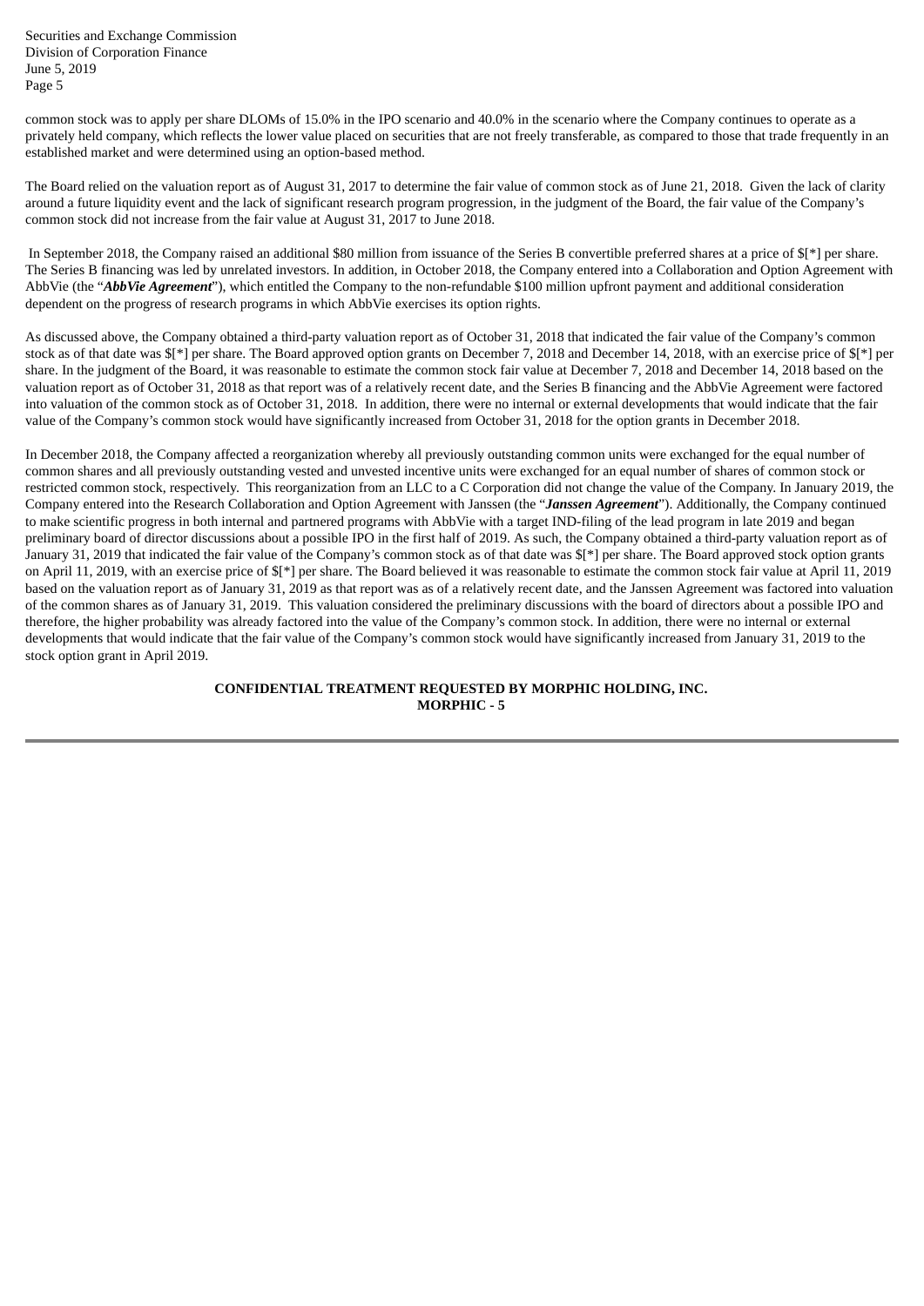common stock was to apply per share DLOMs of 15.0% in the IPO scenario and 40.0% in the scenario where the Company continues to operate as a privately held company, which reflects the lower value placed on securities that are not freely transferable, as compared to those that trade frequently in an established market and were determined using an option-based method.

The Board relied on the valuation report as of August 31, 2017 to determine the fair value of common stock as of June 21, 2018. Given the lack of clarity around a future liquidity event and the lack of significant research program progression, in the judgment of the Board, the fair value of the Company's common stock did not increase from the fair value at August 31, 2017 to June 2018.

In September 2018, the Company raised an additional $80 million from issuance of the Series B convertible preferred shares at a price of $[*] per share. The Series B financing was led by unrelated investors. In addition, in October 2018, the Company entered into a Collaboration and Option Agreement with AbbVie (the "***AbbVie Agreement***"), which entitled the Company to the non-refundable $100 million upfront payment and additional consideration dependent on the progress of research programs in which AbbVie exercises its option rights.

As discussed above, the Company obtained a third-party valuation report as of October 31, 2018 that indicated the fair value of the Company's common stock as of that date was $[*] per share. The Board approved option grants on December 7, 2018 and December 14, 2018, with an exercise price of $[*] per share. In the judgment of the Board, it was reasonable to estimate the common stock fair value at December 7, 2018 and December 14, 2018 based on the valuation report as of October 31, 2018 as that report was of a relatively recent date, and the Series B financing and the AbbVie Agreement were factored into valuation of the common stock as of October 31, 2018. In addition, there were no internal or external developments that would indicate that the fair value of the Company's common stock would have significantly increased from October 31, 2018 for the option grants in December 2018.

In December 2018, the Company affected a reorganization whereby all previously outstanding common units were exchanged for the equal number of common shares and all previously outstanding vested and unvested incentive units were exchanged for an equal number of shares of common stock or restricted common stock, respectively. This reorganization from an LLC to a C Corporation did not change the value of the Company. In January 2019, the Company entered into the Research Collaboration and Option Agreement with Janssen (the "***Janssen Agreement***"). Additionally, the Company continued to make scientific progress in both internal and partnered programs with AbbVie with a target IND-filing of the lead program in late 2019 and began preliminary board of director discussions about a possible IPO in the first half of 2019. As such, the Company obtained a third-party valuation report as of January 31, 2019 that indicated the fair value of the Company's common stock as of that date was $[*] per share. The Board approved stock option grants on April 11, 2019, with an exercise price of $[*] per share. The Board believed it was reasonable to estimate the common stock fair value at April 11, 2019 based on the valuation report as of January 31, 2019 as that report was of a relatively recent date, and the Janssen Agreement was factored into valuation of the common shares as of January 31, 2019. This valuation considered the preliminary discussions with the board of directors about a possible IPO and therefore, the higher probability was already factored into the value of the Company's common stock. In addition, there were no internal or external developments that would indicate that the fair value of the Company's common stock would have significantly increased from January 31, 2019 to the stock option grant in April 2019.

**CONFIDENTIAL TREATMENT REQUESTED BY MORPHIC HOLDING, INC.**
**MORPHIC - 5**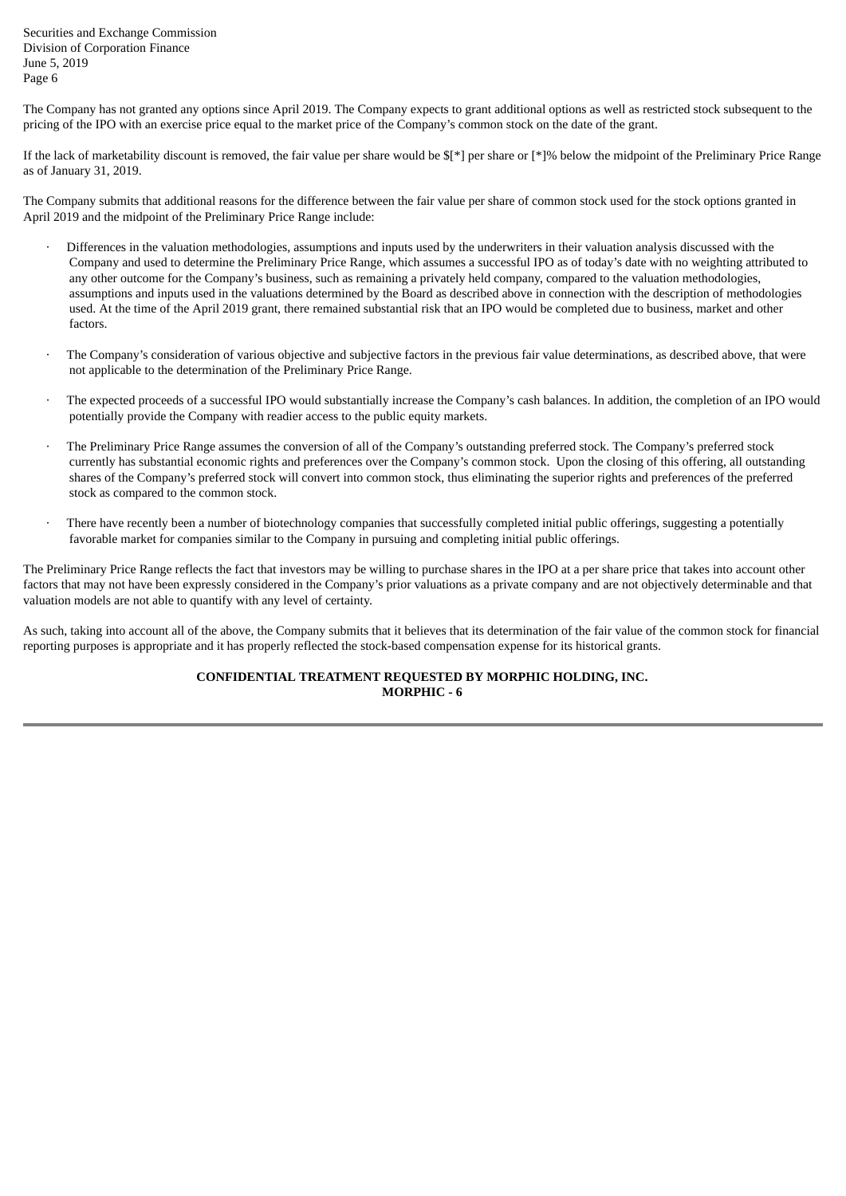The Company has not granted any options since April 2019. The Company expects to grant additional options as well as restricted stock subsequent to the pricing of the IPO with an exercise price equal to the market price of the Company's common stock on the date of the grant.

If the lack of marketability discount is removed, the fair value per share would be $[*] per share or [*]% below the midpoint of the Preliminary Price Range as of January 31, 2019.

The Company submits that additional reasons for the difference between the fair value per share of common stock used for the stock options granted in April 2019 and the midpoint of the Preliminary Price Range include:

- Differences in the valuation methodologies, assumptions and inputs used by the underwriters in their valuation analysis discussed with the Company and used to determine the Preliminary Price Range, which assumes a successful IPO as of today's date with no weighting attributed to any other outcome for the Company's business, such as remaining a privately held company, compared to the valuation methodologies, assumptions and inputs used in the valuations determined by the Board as described above in connection with the description of methodologies used. At the time of the April 2019 grant, there remained substantial risk that an IPO would be completed due to business, market and other factors.

- The Company's consideration of various objective and subjective factors in the previous fair value determinations, as described above, that were not applicable to the determination of the Preliminary Price Range.

- The expected proceeds of a successful IPO would substantially increase the Company's cash balances. In addition, the completion of an IPO would potentially provide the Company with readier access to the public equity markets.

- The Preliminary Price Range assumes the conversion of all of the Company's outstanding preferred stock. The Company's preferred stock currently has substantial economic rights and preferences over the Company's common stock. Upon the closing of this offering, all outstanding shares of the Company's preferred stock will convert into common stock, thus eliminating the superior rights and preferences of the preferred stock as compared to the common stock.

- There have recently been a number of biotechnology companies that successfully completed initial public offerings, suggesting a potentially favorable market for companies similar to the Company in pursuing and completing initial public offerings.

The Preliminary Price Range reflects the fact that investors may be willing to purchase shares in the IPO at a per share price that takes into account other factors that may not have been expressly considered in the Company's prior valuations as a private company and are not objectively determinable and that valuation models are not able to quantify with any level of certainty.

As such, taking into account all of the above, the Company submits that it believes that its determination of the fair value of the common stock for financial reporting purposes is appropriate and it has properly reflected the stock-based compensation expense for its historical grants.

**CONFIDENTIAL TREATMENT REQUESTED BY MORPHIC HOLDING, INC.**
**MORPHIC - 6**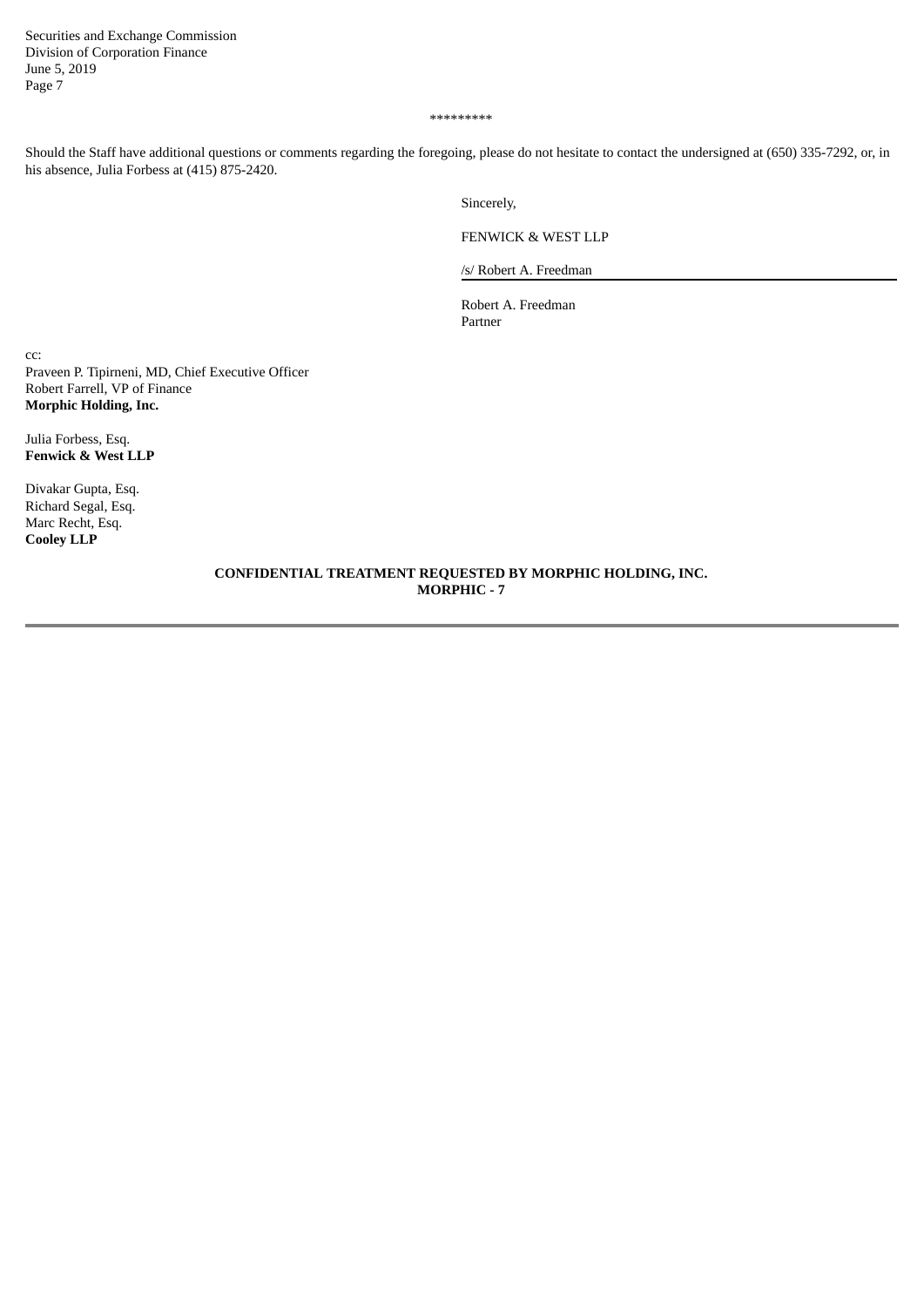\*\*\*\*\*\*\*\*\*

Should the Staff have additional questions or comments regarding the foregoing, please do not hesitate to contact the undersigned at (650) 335-7292, or, in his absence, Julia Forbess at (415) 875-2420.

Sincerely,

FENWICK & WEST LLP

/s/ Robert A. Freedman

Robert A. Freedman
Partner

cc:
Praveen P. Tipirneni, MD, Chief Executive Officer
Robert Farrell, VP of Finance
**Morphic Holding, Inc.**

Julia Forbess, Esq.
**Fenwick & West LLP**

Divakar Gupta, Esq.
Richard Segal, Esq.
Marc Recht, Esq.
**Cooley LLP**

**CONFIDENTIAL TREATMENT REQUESTED BY MORPHIC HOLDING, INC.**
**MORPHIC - 7**